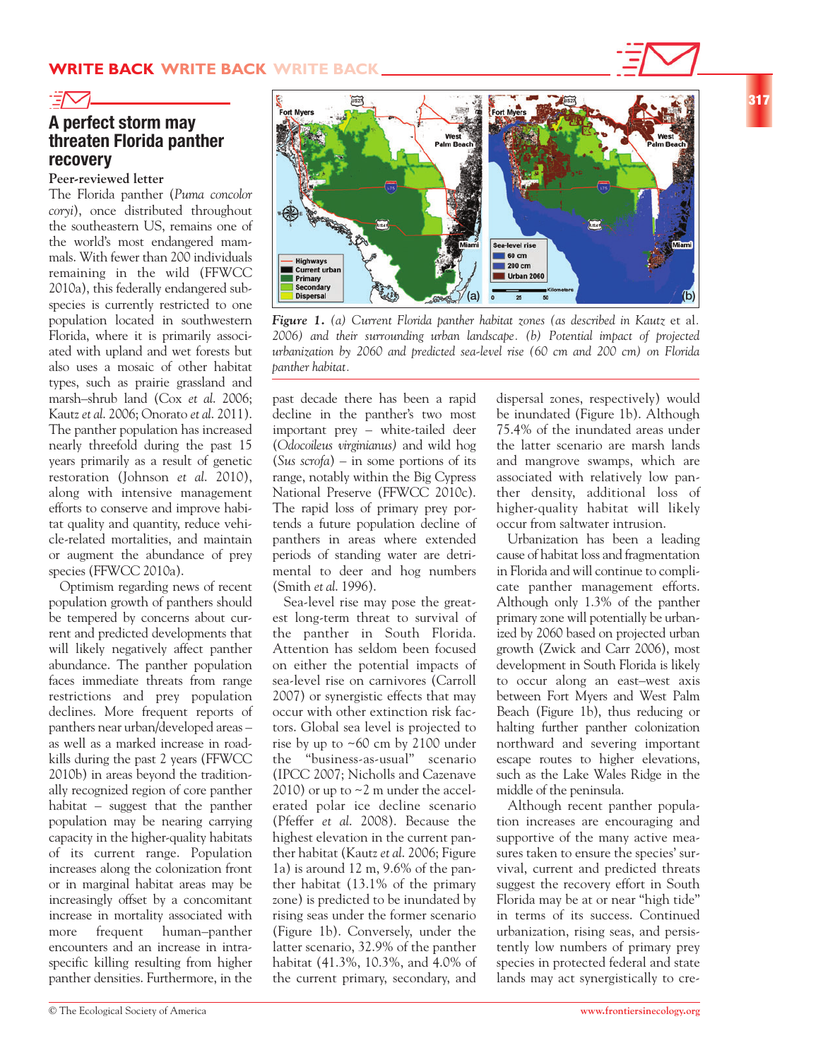# A perfect storm may threaten Florida panther recovery

**Peer-reviewed letter**

The Florida panther (*Puma concolor coryi*), once distributed throughout the southeastern US, remains one of the world's most endangered mammals. With fewer than 200 individuals remaining in the wild (FFWCC 2010a), this federally endangered subspecies is currently restricted to one population located in southwestern Florida, where it is primarily associated with upland and wet forests but also uses a mosaic of other habitat types, such as prairie grassland and marsh–shrub land (Cox *et al.* 2006; Kautz *et al.* 2006; Onorato *et al.* 2011). The panther population has increased nearly threefold during the past 15 years primarily as a result of genetic restoration (Johnson *et al.* 2010), along with intensive management efforts to conserve and improve habitat quality and quantity, reduce vehicle-related mortalities, and maintain or augment the abundance of prey species (FFWCC 2010a).

Optimism regarding news of recent population growth of panthers should be tempered by concerns about current and predicted developments that will likely negatively affect panther abundance. The panther population faces immediate threats from range restrictions and prey population declines. More frequent reports of panthers near urban/developed areas – as well as a marked increase in roadkills during the past 2 years (FFWCC 2010b) in areas beyond the traditionally recognized region of core panther habitat – suggest that the panther population may be nearing carrying capacity in the higher-quality habitats of its current range. Population increases along the colonization front or in marginal habitat areas may be increasingly offset by a concomitant increase in mortality associated with more frequent human–panther encounters and an increase in intraspecific killing resulting from higher panther densities. Furthermore, in the past decade there has been a rapid decline in the panther's two most important prey – white-tailed deer (*Odocoileus virginianus)* and wild hog (*Sus scrofa*) – in some portions of its range, notably within the Big Cypress National Preserve (FFWCC 2010c). The rapid loss of primary prey portends a future population decline of panthers in areas where extended periods of standing water are detrimental to deer and hog numbers (Smith *et al.* 1996).

*Figure 1. (a) Current Florida panther habitat zones (as described in Kautz* et al. *2006) and their surrounding urban landscape. (b) Potential impact of projected urbanization by 2060 and predicted sea-level rise (60 cm and 200 cm) on Florida panther habitat.*

Sea-level rise may pose the greatest long-term threat to survival of the panther in South Florida. Attention has seldom been focused on either the potential impacts of sea-level rise on carnivores (Carroll 2007) or synergistic effects that may occur with other extinction risk factors. Global sea level is projected to rise by up to ~60 cm by 2100 under the "business-as-usual" scenario (IPCC 2007; Nicholls and Cazenave 2010) or up to ~2 m under the accelerated polar ice decline scenario (Pfeffer *et al.* 2008). Because the highest elevation in the current panther habitat (Kautz *et al.* 2006; Figure 1a) is around 12 m, 9.6% of the panther habitat (13.1% of the primary zone) is predicted to be inundated by rising seas under the former scenario (Figure 1b). Conversely, under the latter scenario, 32.9% of the panther habitat (41.3%, 10.3%, and 4.0% of the current primary, secondary, and dispersal zones, respectively) would be inundated (Figure 1b). Although 75.4% of the inundated areas under the latter scenario are marsh lands and mangrove swamps, which are associated with relatively low panther density, additional loss of higher-quality habitat will likely occur from saltwater intrusion.

Urbanization has been a leading cause of habitat loss and fragmentation in Florida and will continue to complicate panther management efforts. Although only 1.3% of the panther primary zone will potentially be urbanized by 2060 based on projected urban growth (Zwick and Carr 2006), most development in South Florida is likely to occur along an east–west axis between Fort Myers and West Palm Beach (Figure 1b), thus reducing or halting further panther colonization northward and severing important escape routes to higher elevations, such as the Lake Wales Ridge in the middle of the peninsula.

Although recent panther population increases are encouraging and supportive of the many active measures taken to ensure the species' survival, current and predicted threats suggest the recovery effort in South Florida may be at or near "high tide" in terms of its success. Continued urbanization, rising seas, and persistently low numbers of primary prey species in protected federal and state lands may act synergistically to cre-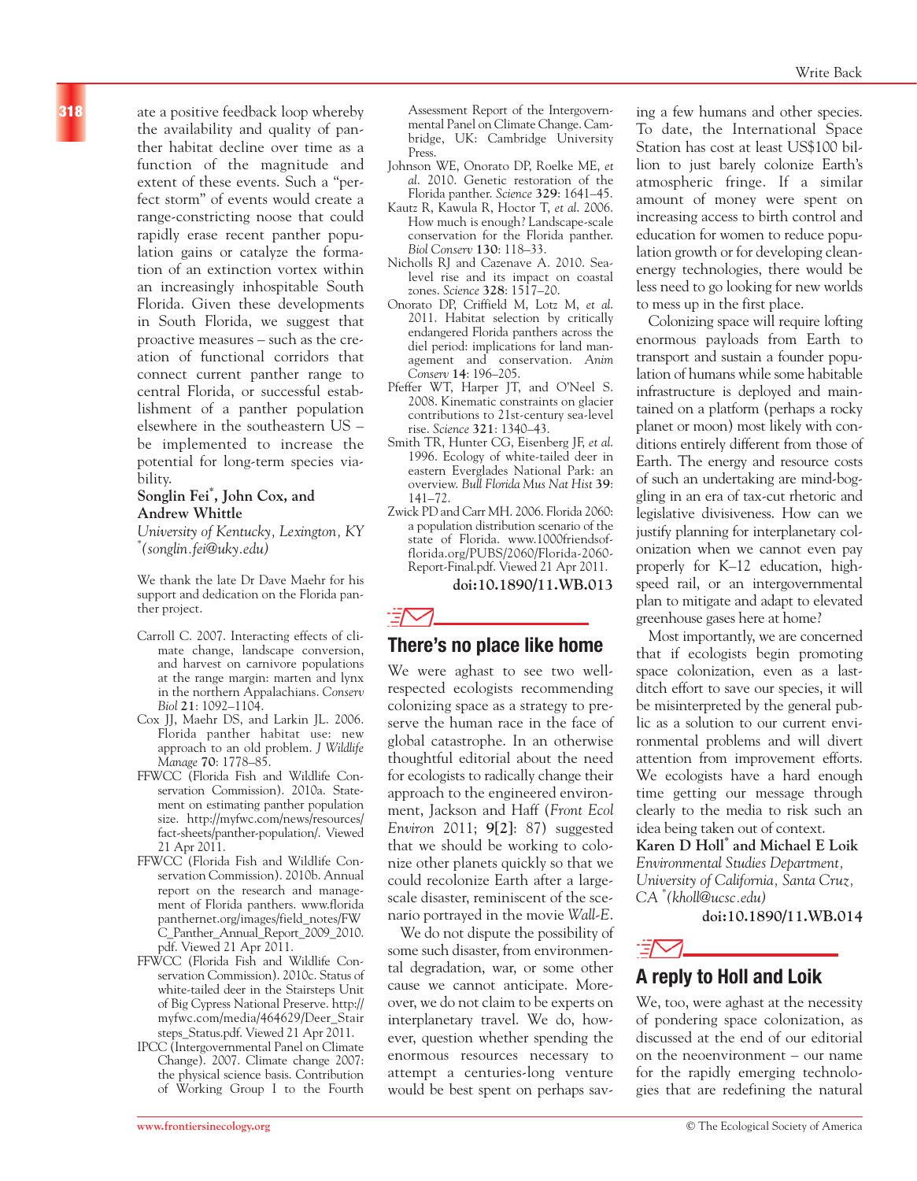ate a positive feedback loop whereby the availability and quality of panther habitat decline over time as a function of the magnitude and extent of these events. Such a "perfect storm" of events would create a range-constricting noose that could rapidly erase recent panther population gains or catalyze the formation of an extinction vortex within an increasingly inhospitable South Florida. Given these developments in South Florida, we suggest that proactive measures – such as the creation of functional corridors that connect current panther range to central Florida, or successful establishment of a panther population elsewhere in the southeastern US – be implemented to increase the potential for long-term species viability.

**Songlin Fei*, John Cox, and Andrew Whittle**
*University of Kentucky, Lexington, KY*
*\*(songlin.fei@uky.edu)*

We thank the late Dr Dave Maehr for his support and dedication on the Florida panther project.

- Carroll C. 2007. Interacting effects of climate change, landscape conversion, and harvest on carnivore populations at the range margin: marten and lynx in the northern Appalachians. *Conserv Biol* **21**: 1092–1104.
- Cox JJ, Maehr DS, and Larkin JL. 2006. Florida panther habitat use: new approach to an old problem. *J Wildlife Manage* **70**: 1778–85.
- FFWCC (Florida Fish and Wildlife Conservation Commission). 2010a. Statement on estimating panther population size. http://myfwc.com/news/resources/fact-sheets/panther-population/. Viewed 21 Apr 2011.
- FFWCC (Florida Fish and Wildlife Conservation Commission). 2010b. Annual report on the research and management of Florida panthers. www.floridapanthernet.org/images/field_notes/FWC_Panther_Annual_Report_2009_2010.pdf. Viewed 21 Apr 2011.
- FFWCC (Florida Fish and Wildlife Conservation Commission). 2010c. Status of white-tailed deer in the Stairsteps Unit of Big Cypress National Preserve. http://myfwc.com/media/464629/Deer_Stairsteps_Status.pdf. Viewed 21 Apr 2011.
- IPCC (Intergovernmental Panel on Climate Change). 2007. Climate change 2007: the physical science basis. Contribution of Working Group I to the Fourth Assessment Report of the Intergovernmental Panel on Climate Change. Cambridge, UK: Cambridge University Press.
- Johnson WE, Onorato DP, Roelke ME, *et al.* 2010. Genetic restoration of the Florida panther. *Science* **329**: 1641–45.
- Kautz R, Kawula R, Hoctor T, *et al.* 2006. How much is enough? Landscape-scale conservation for the Florida panther. *Biol Conserv* **130**: 118–33.
- Nicholls RJ and Cazenave A. 2010. Sea-level rise and its impact on coastal zones. *Science* **328**: 1517–20.
- Onorato DP, Criffield M, Lotz M, *et al.* 2011. Habitat selection by critically endangered Florida panthers across the diel period: implications for land management and conservation. *Anim Conserv* **14**: 196–205.
- Pfeffer WT, Harper JT, and O'Neel S. 2008. Kinematic constraints on glacier contributions to 21st-century sea-level rise. *Science* **321**: 1340–43.
- Smith TR, Hunter CG, Eisenberg JF, *et al.* 1996. Ecology of white-tailed deer in eastern Everglades National Park: an overview. *Bull Florida Mus Nat Hist* **39**: 141–72.
- Zwick PD and Carr MH. 2006. Florida 2060: a population distribution scenario of the state of Florida. www.1000friendsofflorida.org/PUBS/2060/Florida-2060-Report-Final.pdf. Viewed 21 Apr 2011.

**doi:10.1890/11.WB.013**

## There's no place like home

We were aghast to see two well-respected ecologists recommending colonizing space as a strategy to preserve the human race in the face of global catastrophe. In an otherwise thoughtful editorial about the need for ecologists to radically change their approach to the engineered environment, Jackson and Haff (*Front Ecol Environ* 2011; **9[2]**: 87) suggested that we should be working to colonize other planets quickly so that we could recolonize Earth after a large-scale disaster, reminiscent of the scenario portrayed in the movie *Wall-E*.

We do not dispute the possibility of some such disaster, from environmental degradation, war, or some other cause we cannot anticipate. Moreover, we do not claim to be experts on interplanetary travel. We do, however, question whether spending the enormous resources necessary to attempt a centuries-long venture would be best spent on perhaps saving a few humans and other species. To date, the International Space Station has cost at least US$100 billion to just barely colonize Earth's atmospheric fringe. If a similar amount of money were spent on increasing access to birth control and education for women to reduce population growth or for developing clean-energy technologies, there would be less need to go looking for new worlds to mess up in the first place.

Colonizing space will require lofting enormous payloads from Earth to transport and sustain a founder population of humans while some habitable infrastructure is deployed and maintained on a platform (perhaps a rocky planet or moon) most likely with conditions entirely different from those of Earth. The energy and resource costs of such an undertaking are mind-boggling in an era of tax-cut rhetoric and legislative divisiveness. How can we justify planning for interplanetary colonization when we cannot even pay properly for K–12 education, high-speed rail, or an intergovernmental plan to mitigate and adapt to elevated greenhouse gases here at home?

Most importantly, we are concerned that if ecologists begin promoting space colonization, even as a last-ditch effort to save our species, it will be misinterpreted by the general public as a solution to our current environmental problems and will divert attention from improvement efforts. We ecologists have a hard enough time getting our message through clearly to the media to risk such an idea being taken out of context.

**Karen D Holl* and Michael E Loik**
*Environmental Studies Department, University of California, Santa Cruz, CA \*(kholl@ucsc.edu)*

**doi:10.1890/11.WB.014**

## A reply to Holl and Loik

We, too, were aghast at the necessity of pondering space colonization, as discussed at the end of our editorial on the neoenvironment – our name for the rapidly emerging technologies that are redefining the natural